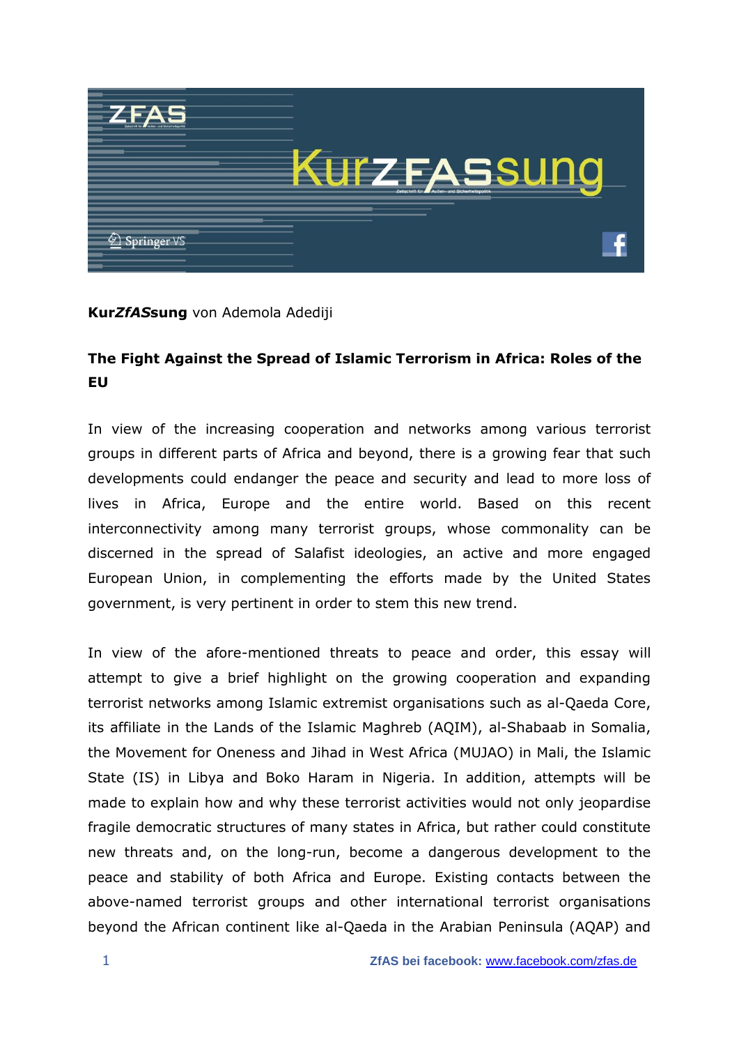**Kur*ZfAS*sung** von Ademola Adediji

## The Fight Against the Spread of Islamic Terrorism in Africa: Roles of the EU

In view of the increasing cooperation and networks among various terrorist groups in different parts of Africa and beyond, there is a growing fear that such developments could endanger the peace and security and lead to more loss of lives in Africa, Europe and the entire world. Based on this recent interconnectivity among many terrorist groups, whose commonality can be discerned in the spread of Salafist ideologies, an active and more engaged European Union, in complementing the efforts made by the United States government, is very pertinent in order to stem this new trend.

In view of the afore-mentioned threats to peace and order, this essay will attempt to give a brief highlight on the growing cooperation and expanding terrorist networks among Islamic extremist organisations such as al-Qaeda Core, its affiliate in the Lands of the Islamic Maghreb (AQIM), al-Shabaab in Somalia, the Movement for Oneness and Jihad in West Africa (MUJAO) in Mali, the Islamic State (IS) in Libya and Boko Haram in Nigeria. In addition, attempts will be made to explain how and why these terrorist activities would not only jeopardise fragile democratic structures of many states in Africa, but rather could constitute new threats and, on the long-run, become a dangerous development to the peace and stability of both Africa and Europe. Existing contacts between the above-named terrorist groups and other international terrorist organisations beyond the African continent like al-Qaeda in the Arabian Peninsula (AQAP) and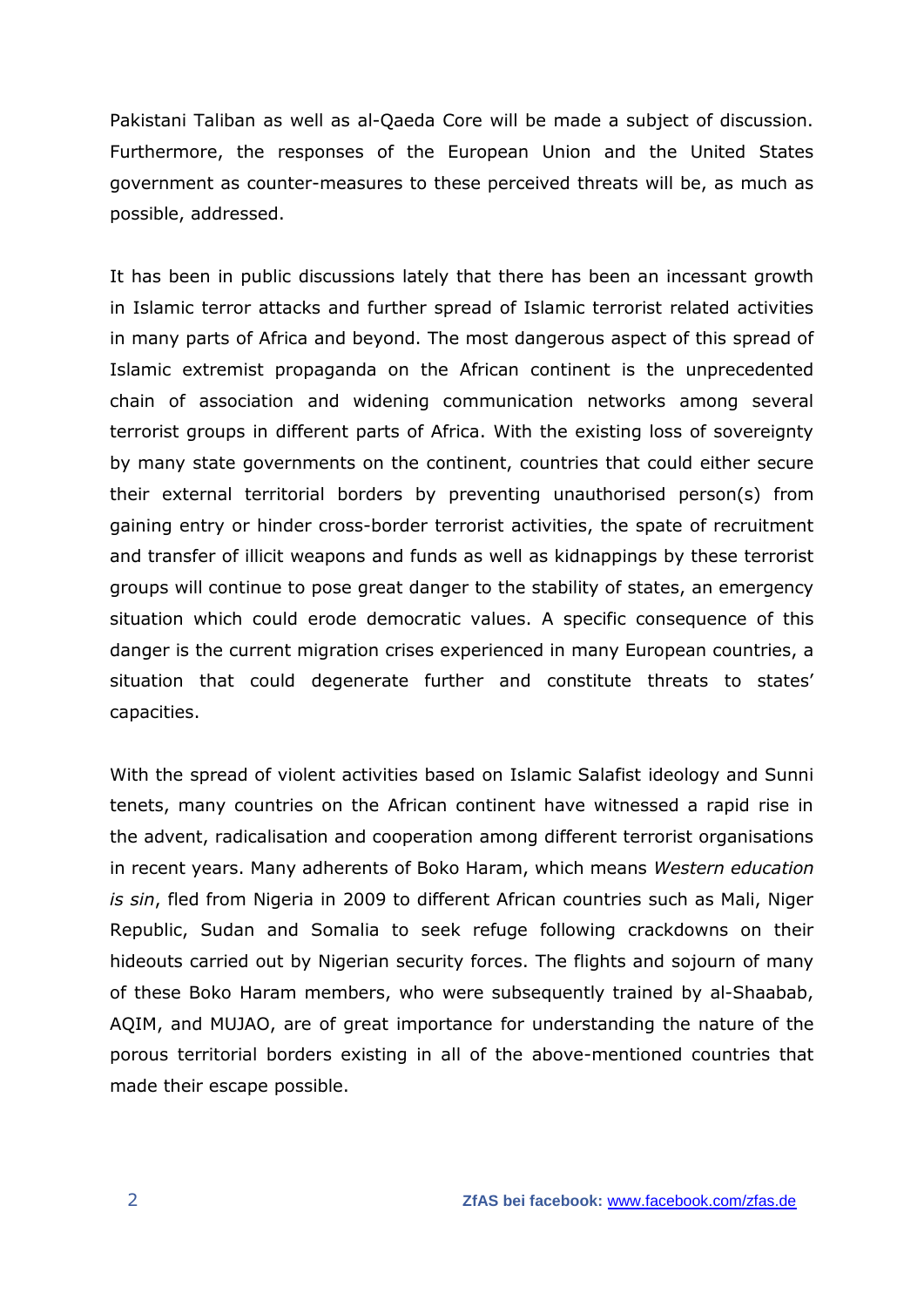Pakistani Taliban as well as al-Qaeda Core will be made a subject of discussion. Furthermore, the responses of the European Union and the United States government as counter-measures to these perceived threats will be, as much as possible, addressed.

It has been in public discussions lately that there has been an incessant growth in Islamic terror attacks and further spread of Islamic terrorist related activities in many parts of Africa and beyond. The most dangerous aspect of this spread of Islamic extremist propaganda on the African continent is the unprecedented chain of association and widening communication networks among several terrorist groups in different parts of Africa. With the existing loss of sovereignty by many state governments on the continent, countries that could either secure their external territorial borders by preventing unauthorised person(s) from gaining entry or hinder cross-border terrorist activities, the spate of recruitment and transfer of illicit weapons and funds as well as kidnappings by these terrorist groups will continue to pose great danger to the stability of states, an emergency situation which could erode democratic values. A specific consequence of this danger is the current migration crises experienced in many European countries, a situation that could degenerate further and constitute threats to states' capacities.

With the spread of violent activities based on Islamic Salafist ideology and Sunni tenets, many countries on the African continent have witnessed a rapid rise in the advent, radicalisation and cooperation among different terrorist organisations in recent years. Many adherents of Boko Haram, which means *Western education is sin*, fled from Nigeria in 2009 to different African countries such as Mali, Niger Republic, Sudan and Somalia to seek refuge following crackdowns on their hideouts carried out by Nigerian security forces. The flights and sojourn of many of these Boko Haram members, who were subsequently trained by al-Shaabab, AQIM, and MUJAO, are of great importance for understanding the nature of the porous territorial borders existing in all of the above-mentioned countries that made their escape possible.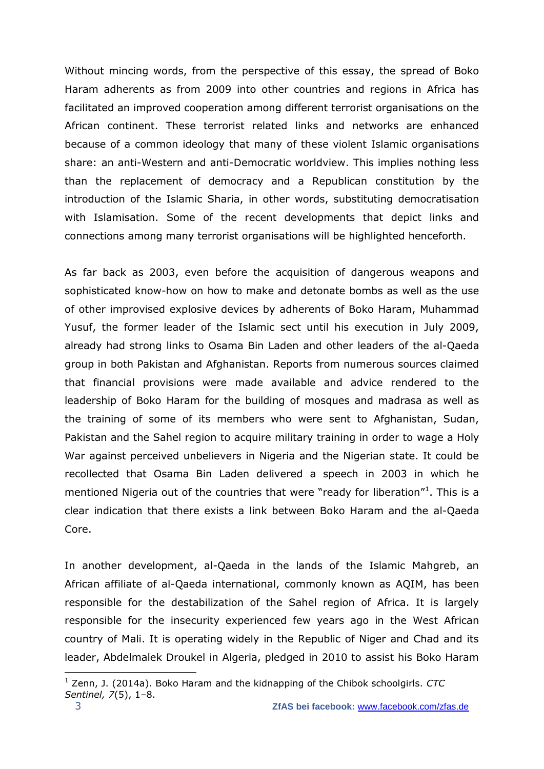Without mincing words, from the perspective of this essay, the spread of Boko Haram adherents as from 2009 into other countries and regions in Africa has facilitated an improved cooperation among different terrorist organisations on the African continent. These terrorist related links and networks are enhanced because of a common ideology that many of these violent Islamic organisations share: an anti-Western and anti-Democratic worldview. This implies nothing less than the replacement of democracy and a Republican constitution by the introduction of the Islamic Sharia, in other words, substituting democratisation with Islamisation. Some of the recent developments that depict links and connections among many terrorist organisations will be highlighted henceforth.

As far back as 2003, even before the acquisition of dangerous weapons and sophisticated know-how on how to make and detonate bombs as well as the use of other improvised explosive devices by adherents of Boko Haram, Muhammad Yusuf, the former leader of the Islamic sect until his execution in July 2009, already had strong links to Osama Bin Laden and other leaders of the al-Qaeda group in both Pakistan and Afghanistan. Reports from numerous sources claimed that financial provisions were made available and advice rendered to the leadership of Boko Haram for the building of mosques and madrasa as well as the training of some of its members who were sent to Afghanistan, Sudan, Pakistan and the Sahel region to acquire military training in order to wage a Holy War against perceived unbelievers in Nigeria and the Nigerian state. It could be recollected that Osama Bin Laden delivered a speech in 2003 in which he mentioned Nigeria out of the countries that were "ready for liberation"[1]. This is a clear indication that there exists a link between Boko Haram and the al-Qaeda Core.

In another development, al-Qaeda in the lands of the Islamic Mahgreb, an African affiliate of al-Qaeda international, commonly known as AQIM, has been responsible for the destabilization of the Sahel region of Africa. It is largely responsible for the insecurity experienced few years ago in the West African country of Mali. It is operating widely in the Republic of Niger and Chad and its leader, Abdelmalek Droukel in Algeria, pledged in 2010 to assist his Boko Haram

[1] Zenn, J. (2014a). Boko Haram and the kidnapping of the Chibok schoolgirls. *CTC Sentinel, 7*(5), 1–8.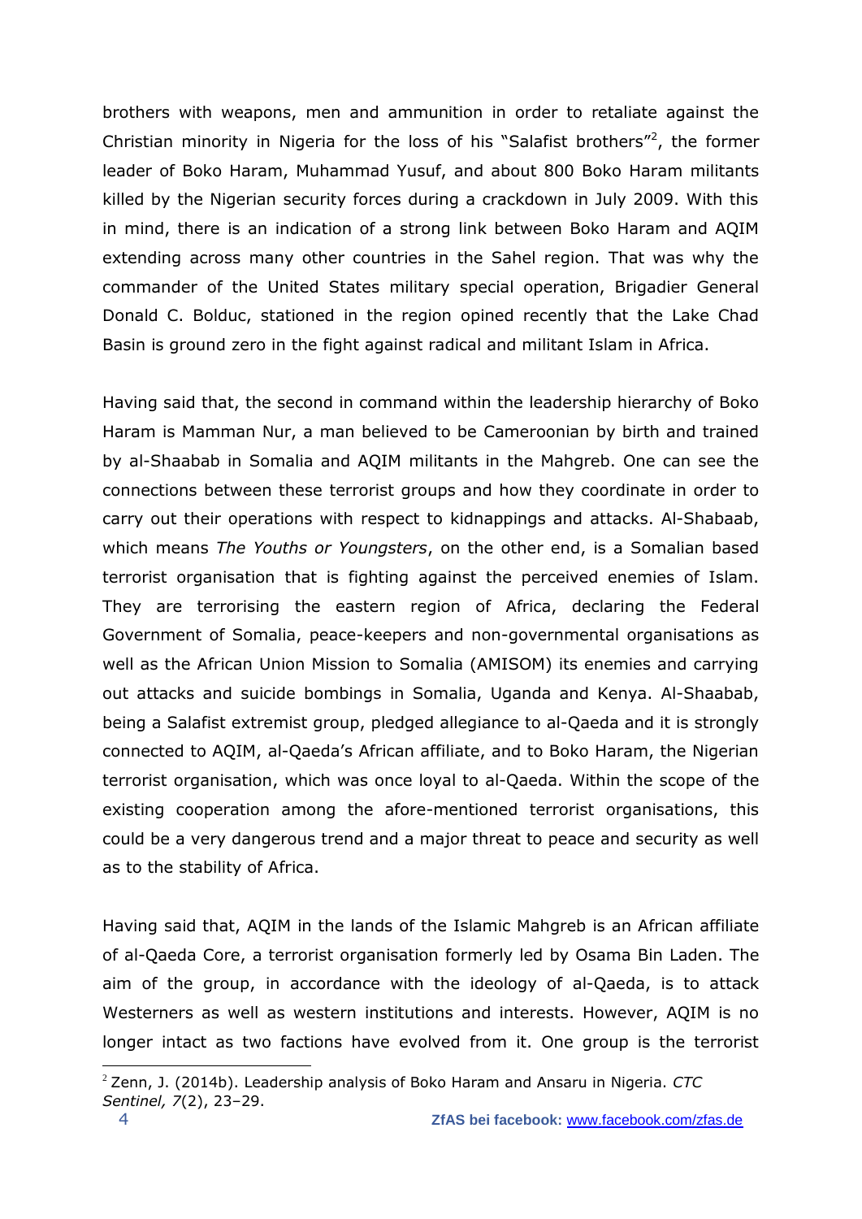brothers with weapons, men and ammunition in order to retaliate against the Christian minority in Nigeria for the loss of his "Salafist brothers"[2], the former leader of Boko Haram, Muhammad Yusuf, and about 800 Boko Haram militants killed by the Nigerian security forces during a crackdown in July 2009. With this in mind, there is an indication of a strong link between Boko Haram and AQIM extending across many other countries in the Sahel region. That was why the commander of the United States military special operation, Brigadier General Donald C. Bolduc, stationed in the region opined recently that the Lake Chad Basin is ground zero in the fight against radical and militant Islam in Africa.

Having said that, the second in command within the leadership hierarchy of Boko Haram is Mamman Nur, a man believed to be Cameroonian by birth and trained by al-Shaabab in Somalia and AQIM militants in the Mahgreb. One can see the connections between these terrorist groups and how they coordinate in order to carry out their operations with respect to kidnappings and attacks. Al-Shabaab, which means *The Youths or Youngsters*, on the other end, is a Somalian based terrorist organisation that is fighting against the perceived enemies of Islam. They are terrorising the eastern region of Africa, declaring the Federal Government of Somalia, peace-keepers and non-governmental organisations as well as the African Union Mission to Somalia (AMISOM) its enemies and carrying out attacks and suicide bombings in Somalia, Uganda and Kenya. Al-Shaabab, being a Salafist extremist group, pledged allegiance to al-Qaeda and it is strongly connected to AQIM, al-Qaeda's African affiliate, and to Boko Haram, the Nigerian terrorist organisation, which was once loyal to al-Qaeda. Within the scope of the existing cooperation among the afore-mentioned terrorist organisations, this could be a very dangerous trend and a major threat to peace and security as well as to the stability of Africa.

Having said that, AQIM in the lands of the Islamic Mahgreb is an African affiliate of al-Qaeda Core, a terrorist organisation formerly led by Osama Bin Laden. The aim of the group, in accordance with the ideology of al-Qaeda, is to attack Westerners as well as western institutions and interests. However, AQIM is no longer intact as two factions have evolved from it. One group is the terrorist

[2] Zenn, J. (2014b). Leadership analysis of Boko Haram and Ansaru in Nigeria. *CTC Sentinel, 7*(2), 23–29.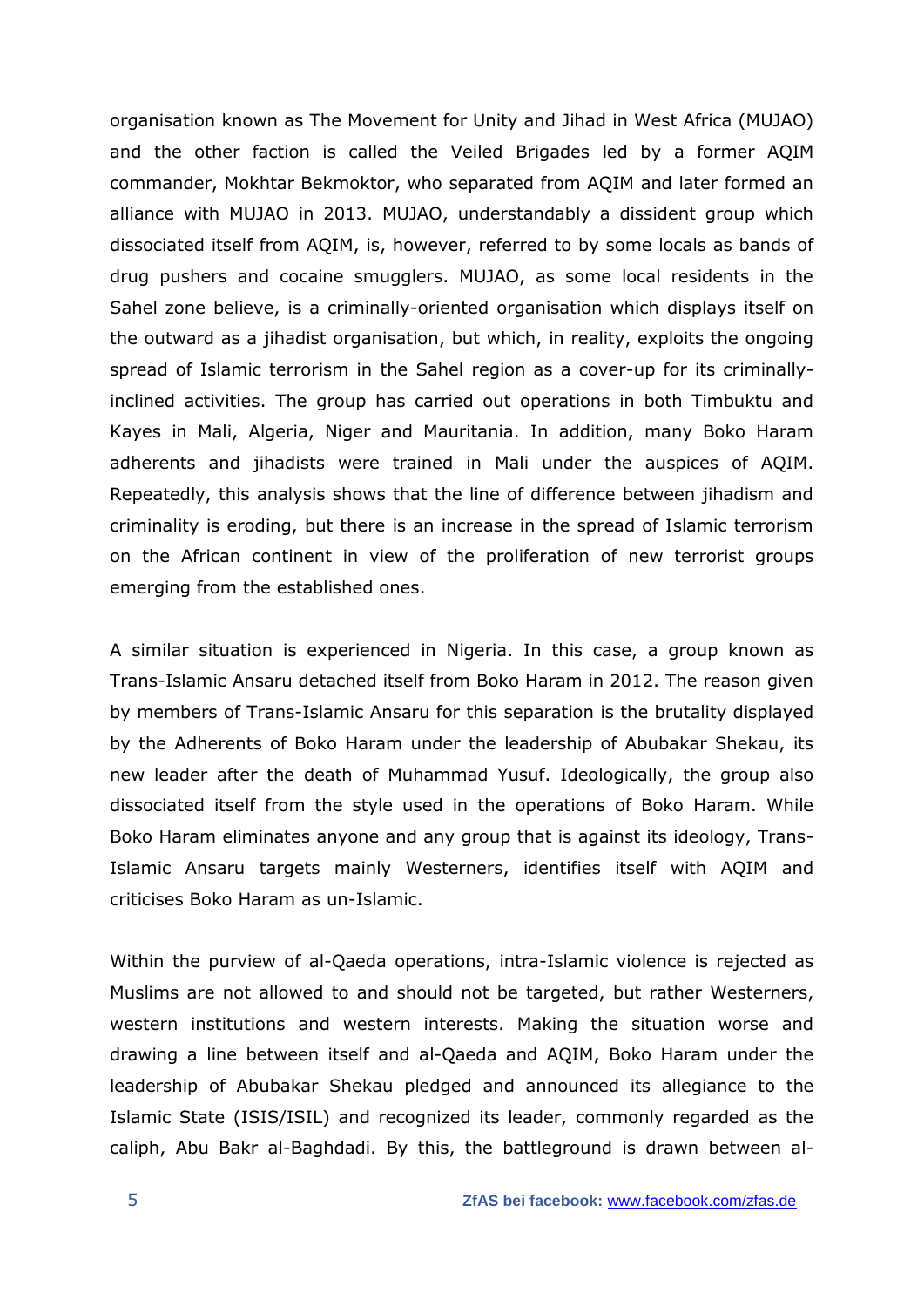organisation known as The Movement for Unity and Jihad in West Africa (MUJAO) and the other faction is called the Veiled Brigades led by a former AQIM commander, Mokhtar Bekmoktor, who separated from AQIM and later formed an alliance with MUJAO in 2013. MUJAO, understandably a dissident group which dissociated itself from AQIM, is, however, referred to by some locals as bands of drug pushers and cocaine smugglers. MUJAO, as some local residents in the Sahel zone believe, is a criminally-oriented organisation which displays itself on the outward as a jihadist organisation, but which, in reality, exploits the ongoing spread of Islamic terrorism in the Sahel region as a cover-up for its criminally-inclined activities. The group has carried out operations in both Timbuktu and Kayes in Mali, Algeria, Niger and Mauritania. In addition, many Boko Haram adherents and jihadists were trained in Mali under the auspices of AQIM. Repeatedly, this analysis shows that the line of difference between jihadism and criminality is eroding, but there is an increase in the spread of Islamic terrorism on the African continent in view of the proliferation of new terrorist groups emerging from the established ones.

A similar situation is experienced in Nigeria. In this case, a group known as Trans-Islamic Ansaru detached itself from Boko Haram in 2012. The reason given by members of Trans-Islamic Ansaru for this separation is the brutality displayed by the Adherents of Boko Haram under the leadership of Abubakar Shekau, its new leader after the death of Muhammad Yusuf. Ideologically, the group also dissociated itself from the style used in the operations of Boko Haram. While Boko Haram eliminates anyone and any group that is against its ideology, Trans-Islamic Ansaru targets mainly Westerners, identifies itself with AQIM and criticises Boko Haram as un-Islamic.

Within the purview of al-Qaeda operations, intra-Islamic violence is rejected as Muslims are not allowed to and should not be targeted, but rather Westerners, western institutions and western interests. Making the situation worse and drawing a line between itself and al-Qaeda and AQIM, Boko Haram under the leadership of Abubakar Shekau pledged and announced its allegiance to the Islamic State (ISIS/ISIL) and recognized its leader, commonly regarded as the caliph, Abu Bakr al-Baghdadi. By this, the battleground is drawn between al-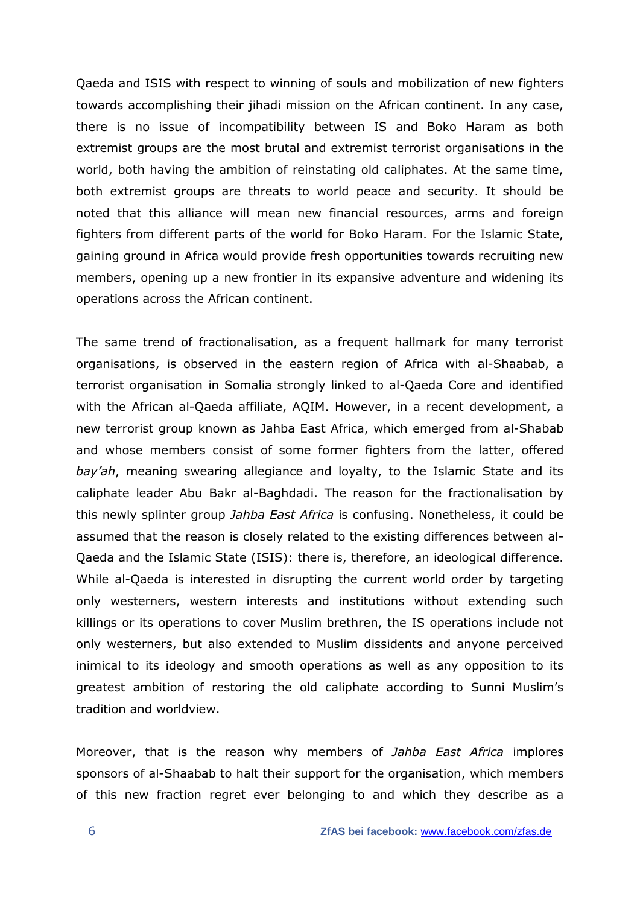Qaeda and ISIS with respect to winning of souls and mobilization of new fighters towards accomplishing their jihadi mission on the African continent. In any case, there is no issue of incompatibility between IS and Boko Haram as both extremist groups are the most brutal and extremist terrorist organisations in the world, both having the ambition of reinstating old caliphates. At the same time, both extremist groups are threats to world peace and security. It should be noted that this alliance will mean new financial resources, arms and foreign fighters from different parts of the world for Boko Haram. For the Islamic State, gaining ground in Africa would provide fresh opportunities towards recruiting new members, opening up a new frontier in its expansive adventure and widening its operations across the African continent.

The same trend of fractionalisation, as a frequent hallmark for many terrorist organisations, is observed in the eastern region of Africa with al-Shaabab, a terrorist organisation in Somalia strongly linked to al-Qaeda Core and identified with the African al-Qaeda affiliate, AQIM. However, in a recent development, a new terrorist group known as Jahba East Africa, which emerged from al-Shabab and whose members consist of some former fighters from the latter, offered *bay'ah*, meaning swearing allegiance and loyalty, to the Islamic State and its caliphate leader Abu Bakr al-Baghdadi. The reason for the fractionalisation by this newly splinter group *Jahba East Africa* is confusing. Nonetheless, it could be assumed that the reason is closely related to the existing differences between al-Qaeda and the Islamic State (ISIS): there is, therefore, an ideological difference. While al-Qaeda is interested in disrupting the current world order by targeting only westerners, western interests and institutions without extending such killings or its operations to cover Muslim brethren, the IS operations include not only westerners, but also extended to Muslim dissidents and anyone perceived inimical to its ideology and smooth operations as well as any opposition to its greatest ambition of restoring the old caliphate according to Sunni Muslim's tradition and worldview.

Moreover, that is the reason why members of *Jahba East Africa* implores sponsors of al-Shaabab to halt their support for the organisation, which members of this new fraction regret ever belonging to and which they describe as a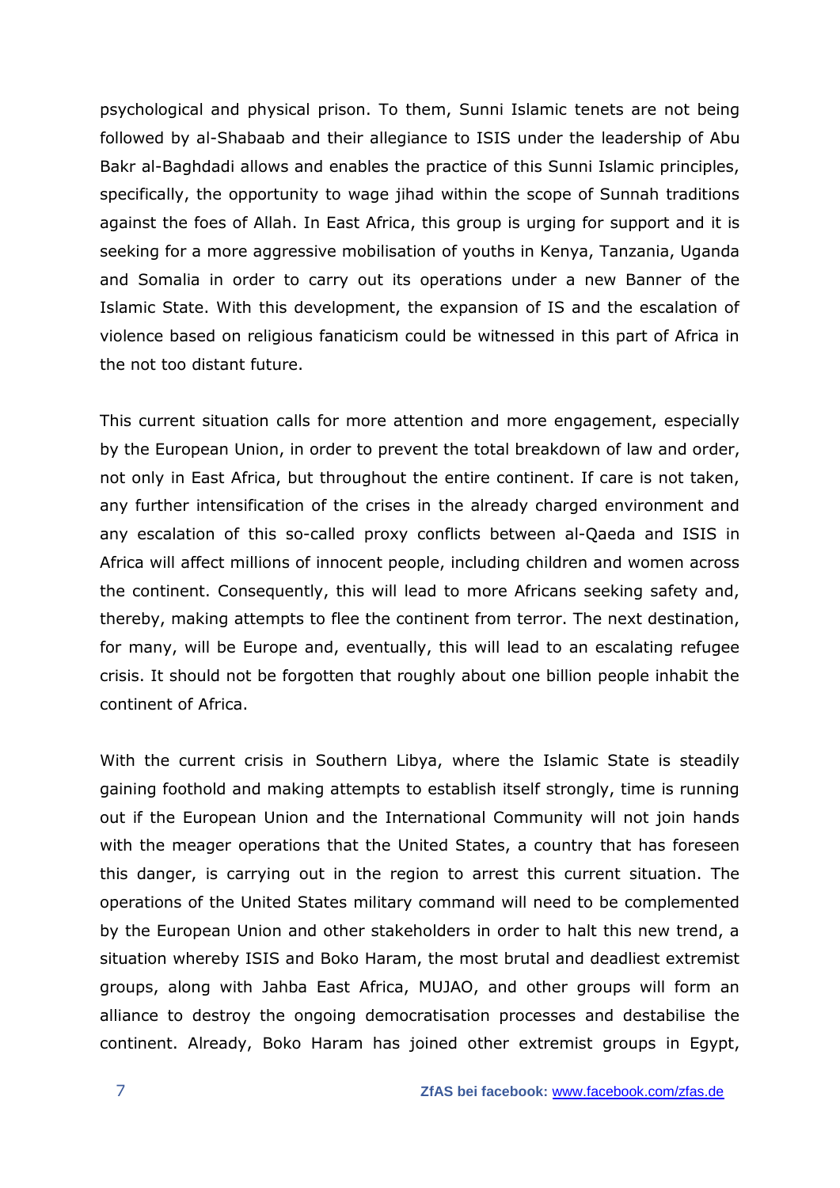psychological and physical prison. To them, Sunni Islamic tenets are not being followed by al-Shabaab and their allegiance to ISIS under the leadership of Abu Bakr al-Baghdadi allows and enables the practice of this Sunni Islamic principles, specifically, the opportunity to wage jihad within the scope of Sunnah traditions against the foes of Allah. In East Africa, this group is urging for support and it is seeking for a more aggressive mobilisation of youths in Kenya, Tanzania, Uganda and Somalia in order to carry out its operations under a new Banner of the Islamic State. With this development, the expansion of IS and the escalation of violence based on religious fanaticism could be witnessed in this part of Africa in the not too distant future.

This current situation calls for more attention and more engagement, especially by the European Union, in order to prevent the total breakdown of law and order, not only in East Africa, but throughout the entire continent. If care is not taken, any further intensification of the crises in the already charged environment and any escalation of this so-called proxy conflicts between al-Qaeda and ISIS in Africa will affect millions of innocent people, including children and women across the continent. Consequently, this will lead to more Africans seeking safety and, thereby, making attempts to flee the continent from terror. The next destination, for many, will be Europe and, eventually, this will lead to an escalating refugee crisis. It should not be forgotten that roughly about one billion people inhabit the continent of Africa.

With the current crisis in Southern Libya, where the Islamic State is steadily gaining foothold and making attempts to establish itself strongly, time is running out if the European Union and the International Community will not join hands with the meager operations that the United States, a country that has foreseen this danger, is carrying out in the region to arrest this current situation. The operations of the United States military command will need to be complemented by the European Union and other stakeholders in order to halt this new trend, a situation whereby ISIS and Boko Haram, the most brutal and deadliest extremist groups, along with Jahba East Africa, MUJAO, and other groups will form an alliance to destroy the ongoing democratisation processes and destabilise the continent. Already, Boko Haram has joined other extremist groups in Egypt,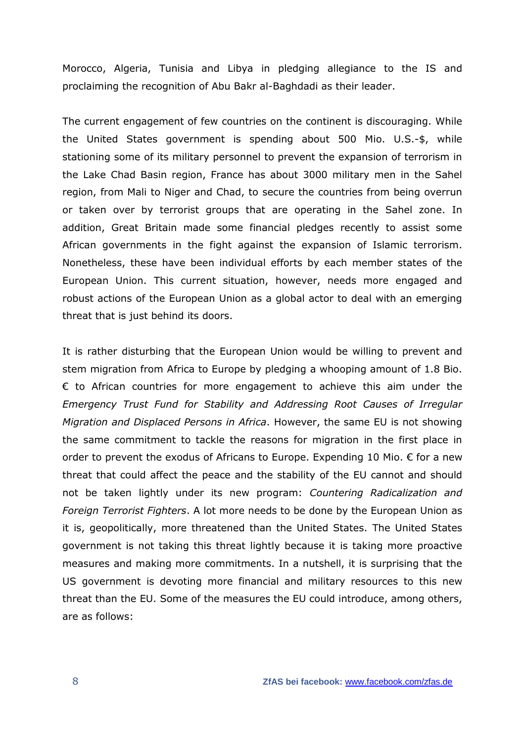Morocco, Algeria, Tunisia and Libya in pledging allegiance to the IS and proclaiming the recognition of Abu Bakr al-Baghdadi as their leader.

The current engagement of few countries on the continent is discouraging. While the United States government is spending about 500 Mio. U.S.-$, while stationing some of its military personnel to prevent the expansion of terrorism in the Lake Chad Basin region, France has about 3000 military men in the Sahel region, from Mali to Niger and Chad, to secure the countries from being overrun or taken over by terrorist groups that are operating in the Sahel zone. In addition, Great Britain made some financial pledges recently to assist some African governments in the fight against the expansion of Islamic terrorism. Nonetheless, these have been individual efforts by each member states of the European Union. This current situation, however, needs more engaged and robust actions of the European Union as a global actor to deal with an emerging threat that is just behind its doors.

It is rather disturbing that the European Union would be willing to prevent and stem migration from Africa to Europe by pledging a whooping amount of 1.8 Bio. € to African countries for more engagement to achieve this aim under the *Emergency Trust Fund for Stability and Addressing Root Causes of Irregular Migration and Displaced Persons in Africa*. However, the same EU is not showing the same commitment to tackle the reasons for migration in the first place in order to prevent the exodus of Africans to Europe. Expending 10 Mio. € for a new threat that could affect the peace and the stability of the EU cannot and should not be taken lightly under its new program: *Countering Radicalization and Foreign Terrorist Fighters*. A lot more needs to be done by the European Union as it is, geopolitically, more threatened than the United States. The United States government is not taking this threat lightly because it is taking more proactive measures and making more commitments. In a nutshell, it is surprising that the US government is devoting more financial and military resources to this new threat than the EU. Some of the measures the EU could introduce, among others, are as follows: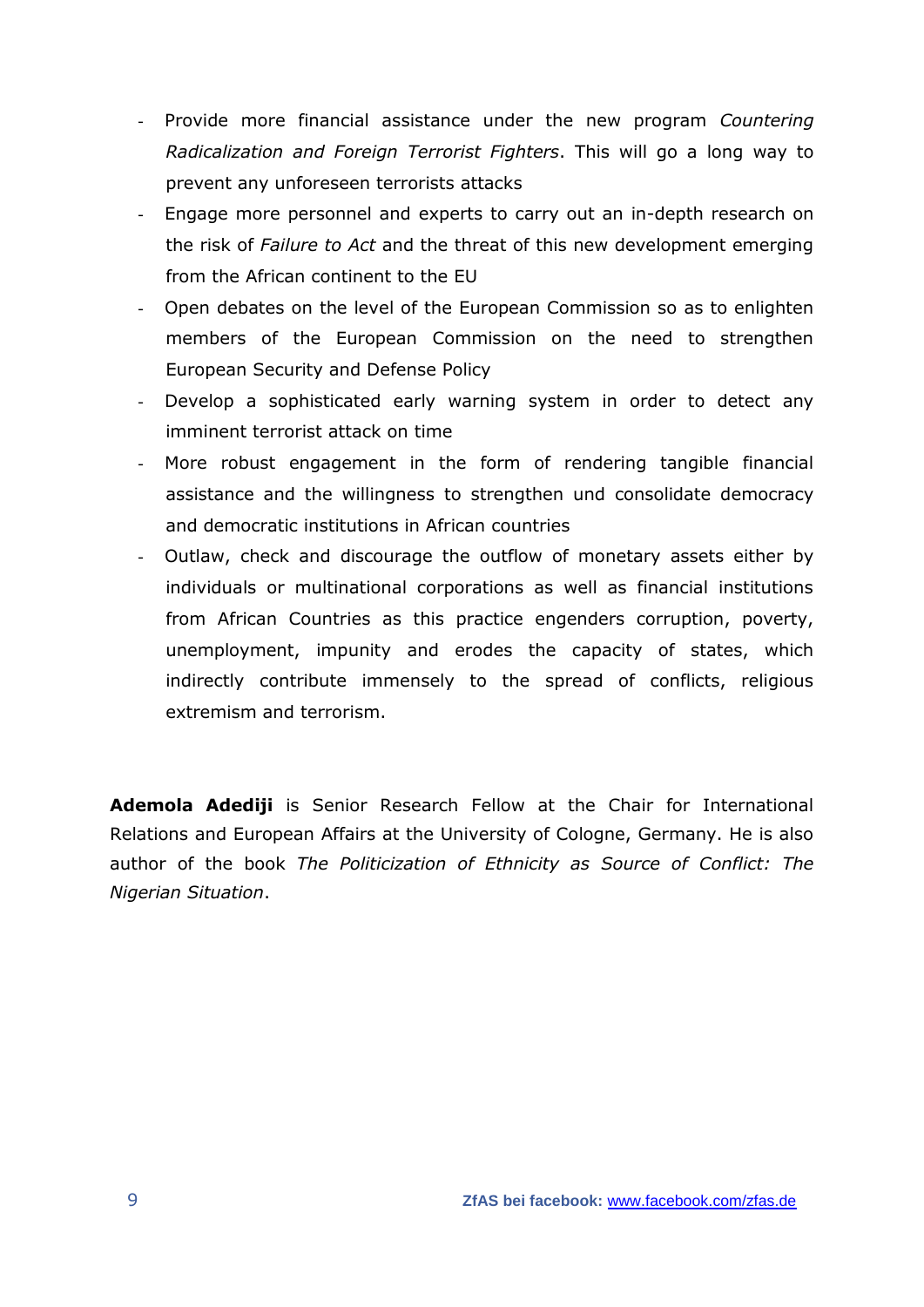- Provide more financial assistance under the new program *Countering Radicalization and Foreign Terrorist Fighters*. This will go a long way to prevent any unforeseen terrorists attacks
- Engage more personnel and experts to carry out an in-depth research on the risk of *Failure to Act* and the threat of this new development emerging from the African continent to the EU
- Open debates on the level of the European Commission so as to enlighten members of the European Commission on the need to strengthen European Security and Defense Policy
- Develop a sophisticated early warning system in order to detect any imminent terrorist attack on time
- More robust engagement in the form of rendering tangible financial assistance and the willingness to strengthen und consolidate democracy and democratic institutions in African countries
- Outlaw, check and discourage the outflow of monetary assets either by individuals or multinational corporations as well as financial institutions from African Countries as this practice engenders corruption, poverty, unemployment, impunity and erodes the capacity of states, which indirectly contribute immensely to the spread of conflicts, religious extremism and terrorism.

**Ademola Adediji** is Senior Research Fellow at the Chair for International Relations and European Affairs at the University of Cologne, Germany. He is also author of the book *The Politicization of Ethnicity as Source of Conflict: The Nigerian Situation*.

**ZfAS bei facebook:** www.facebook.com/zfas.de